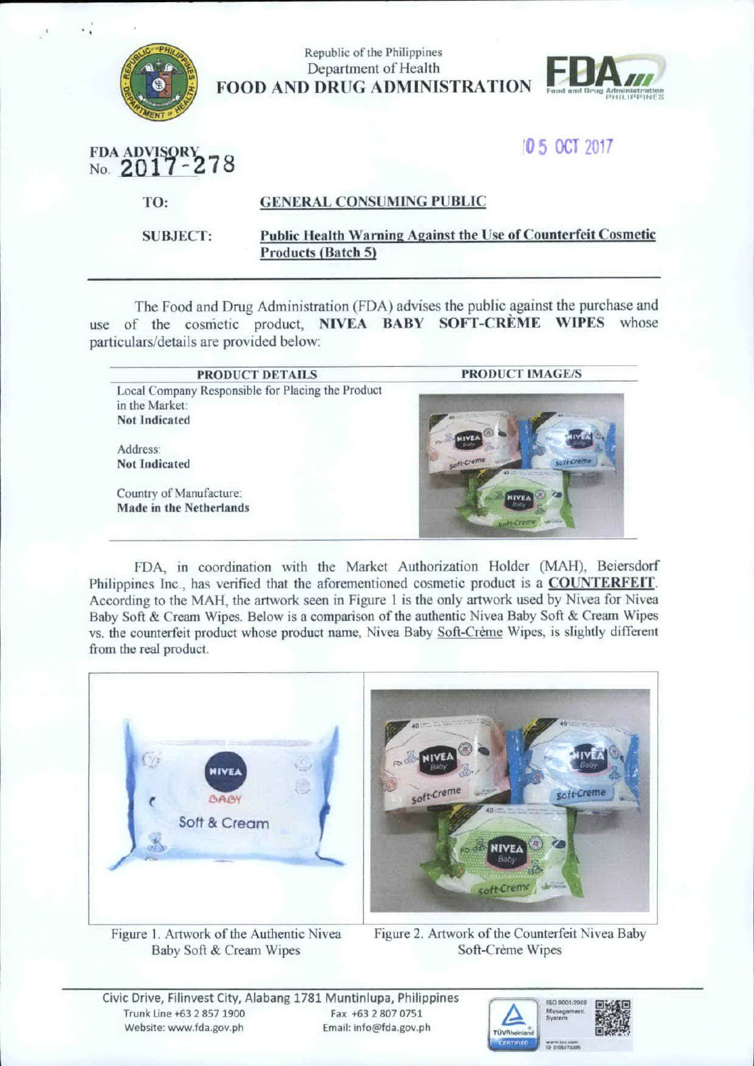Republic of the Philippines
Department of Health
**FOOD AND DRUG ADMINISTRATION**

**FDA ADVISORY**
No. **2017-278**

05 OCT 2017

**TO:** **GENERAL CONSUMING PUBLIC**

**SUBJECT:** **Public Health Warning Against the Use of Counterfeit Cosmetic Products (Batch 5)**

---

The Food and Drug Administration (FDA) advises the public against the purchase and use of the cosmetic product, **NIVEA BABY SOFT-CRÈME WIPES** whose particulars/details are provided below:

| PRODUCT DETAILS | PRODUCT IMAGE/S |
| --- | --- |
| Local Company Responsible for Placing the Product in the Market: **Not Indicated**<br><br>Address: **Not Indicated**<br><br>Country of Manufacture: **Made in the Netherlands** | |

FDA, in coordination with the Market Authorization Holder (MAH), Beiersdorf Philippines Inc., has verified that the aforementioned cosmetic product is a **COUNTERFEIT**. According to the MAH, the artwork seen in Figure 1 is the only artwork used by Nivea for Nivea Baby Soft & Cream Wipes. Below is a comparison of the authentic Nivea Baby Soft & Cream Wipes vs. the counterfeit product whose product name, Nivea Baby Soft-Crème Wipes, is slightly different from the real product.

Figure 1. Artwork of the Authentic Nivea Baby Soft & Cream Wipes

Figure 2. Artwork of the Counterfeit Nivea Baby Soft-Crème Wipes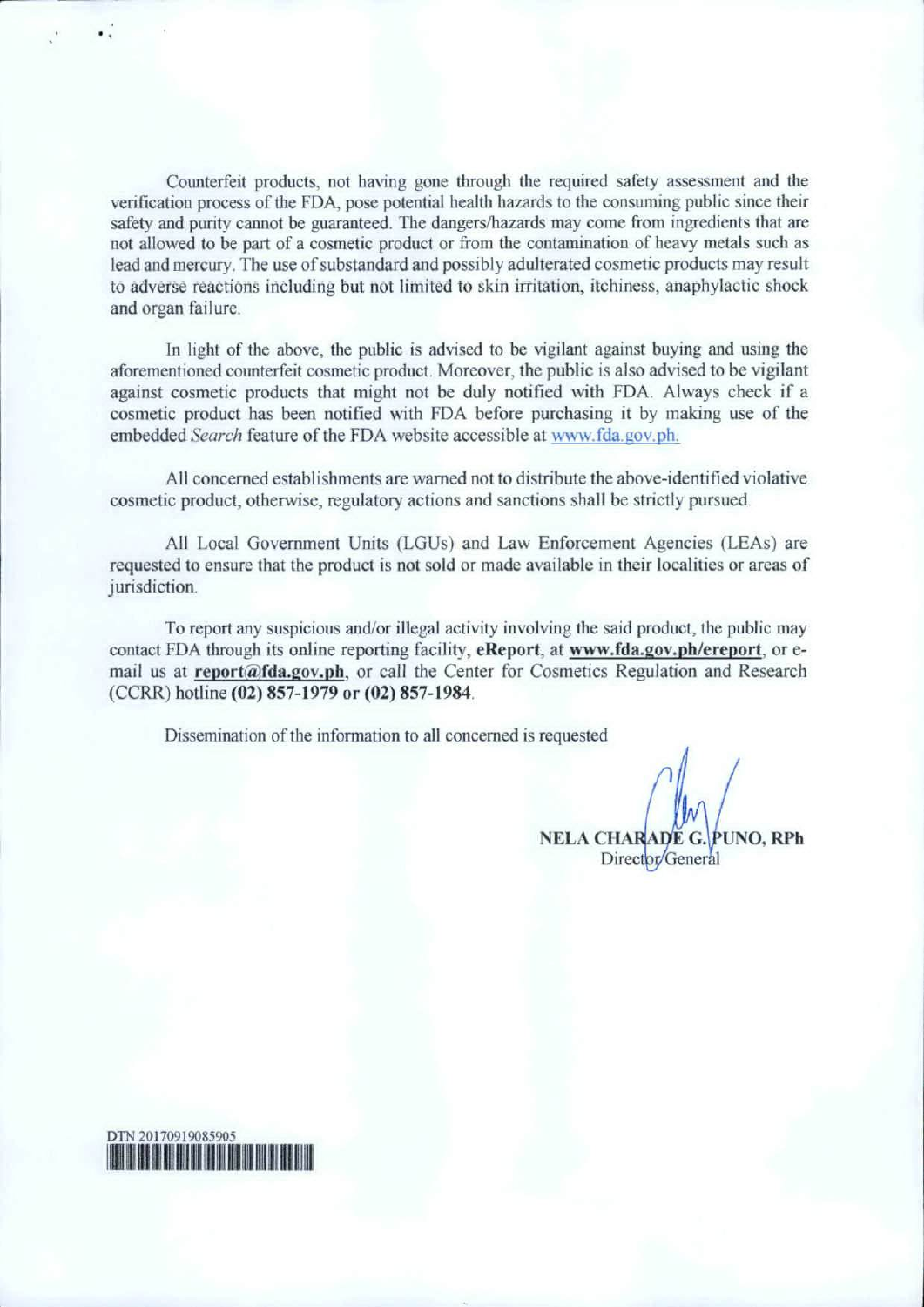Counterfeit products, not having gone through the required safety assessment and the verification process of the FDA, pose potential health hazards to the consuming public since their safety and purity cannot be guaranteed. The dangers/hazards may come from ingredients that are not allowed to be part of a cosmetic product or from the contamination of heavy metals such as lead and mercury. The use of substandard and possibly adulterated cosmetic products may result to adverse reactions including but not limited to skin irritation, itchiness, anaphylactic shock and organ failure.

In light of the above, the public is advised to be vigilant against buying and using the aforementioned counterfeit cosmetic product. Moreover, the public is also advised to be vigilant against cosmetic products that might not be duly notified with FDA. Always check if a cosmetic product has been notified with FDA before purchasing it by making use of the embedded *Search* feature of the FDA website accessible at www.fda.gov.ph.

All concerned establishments are warned not to distribute the above-identified violative cosmetic product, otherwise, regulatory actions and sanctions shall be strictly pursued.

All Local Government Units (LGUs) and Law Enforcement Agencies (LEAs) are requested to ensure that the product is not sold or made available in their localities or areas of jurisdiction.

To report any suspicious and/or illegal activity involving the said product, the public may contact FDA through its online reporting facility, **eReport**, at **www.fda.gov.ph/ereport**, or e-mail us at **report@fda.gov.ph**, or call the Center for Cosmetics Regulation and Research (CCRR) hotline **(02) 857-1979 or (02) 857-1984**.

Dissemination of the information to all concerned is requested

**NELA CHARADE G. PUNO, RPh**
Director General

DTN 20170919085905